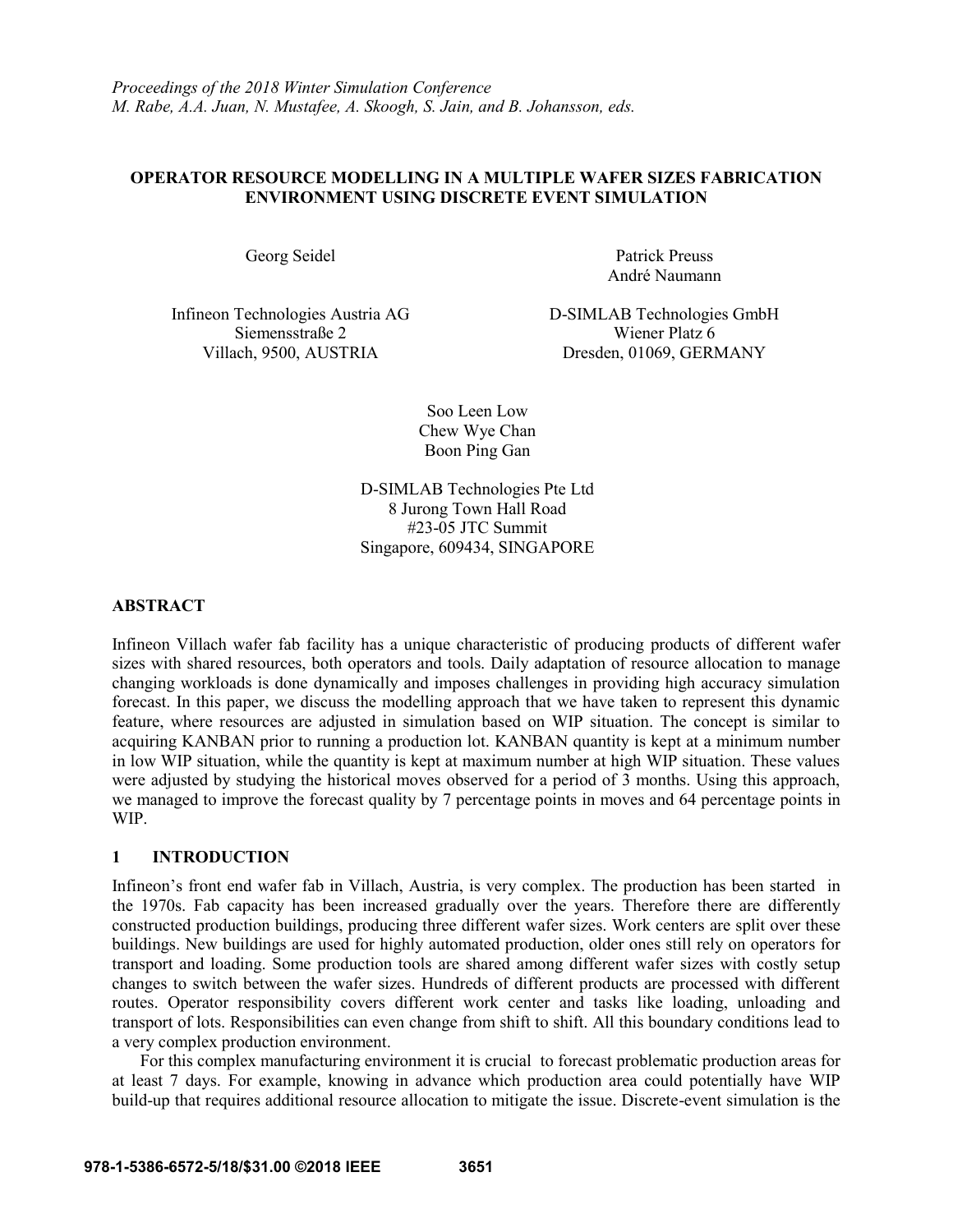*Proceedings of the 2018 Winter Simulation Conference*
*M. Rabe, A.A. Juan, N. Mustafee, A. Skoogh, S. Jain, and B. Johansson, eds.*

# OPERATOR RESOURCE MODELLING IN A MULTIPLE WAFER SIZES FABRICATION ENVIRONMENT USING DISCRETE EVENT SIMULATION

Georg Seidel

Infineon Technologies Austria AG
Siemensstraße 2
Villach, 9500, AUSTRIA

Patrick Preuss
André Naumann

D-SIMLAB Technologies GmbH
Wiener Platz 6
Dresden, 01069, GERMANY

Soo Leen Low
Chew Wye Chan
Boon Ping Gan

D-SIMLAB Technologies Pte Ltd
8 Jurong Town Hall Road
#23-05 JTC Summit
Singapore, 609434, SINGAPORE

## ABSTRACT

Infineon Villach wafer fab facility has a unique characteristic of producing products of different wafer sizes with shared resources, both operators and tools. Daily adaptation of resource allocation to manage changing workloads is done dynamically and imposes challenges in providing high accuracy simulation forecast. In this paper, we discuss the modelling approach that we have taken to represent this dynamic feature, where resources are adjusted in simulation based on WIP situation. The concept is similar to acquiring KANBAN prior to running a production lot. KANBAN quantity is kept at a minimum number in low WIP situation, while the quantity is kept at maximum number at high WIP situation. These values were adjusted by studying the historical moves observed for a period of 3 months. Using this approach, we managed to improve the forecast quality by 7 percentage points in moves and 64 percentage points in WIP.

## 1 INTRODUCTION

Infineon's front end wafer fab in Villach, Austria, is very complex. The production has been started in the 1970s. Fab capacity has been increased gradually over the years. Therefore there are differently constructed production buildings, producing three different wafer sizes. Work centers are split over these buildings. New buildings are used for highly automated production, older ones still rely on operators for transport and loading. Some production tools are shared among different wafer sizes with costly setup changes to switch between the wafer sizes. Hundreds of different products are processed with different routes. Operator responsibility covers different work center and tasks like loading, unloading and transport of lots. Responsibilities can even change from shift to shift. All this boundary conditions lead to a very complex production environment.

For this complex manufacturing environment it is crucial to forecast problematic production areas for at least 7 days. For example, knowing in advance which production area could potentially have WIP build-up that requires additional resource allocation to mitigate the issue. Discrete-event simulation is the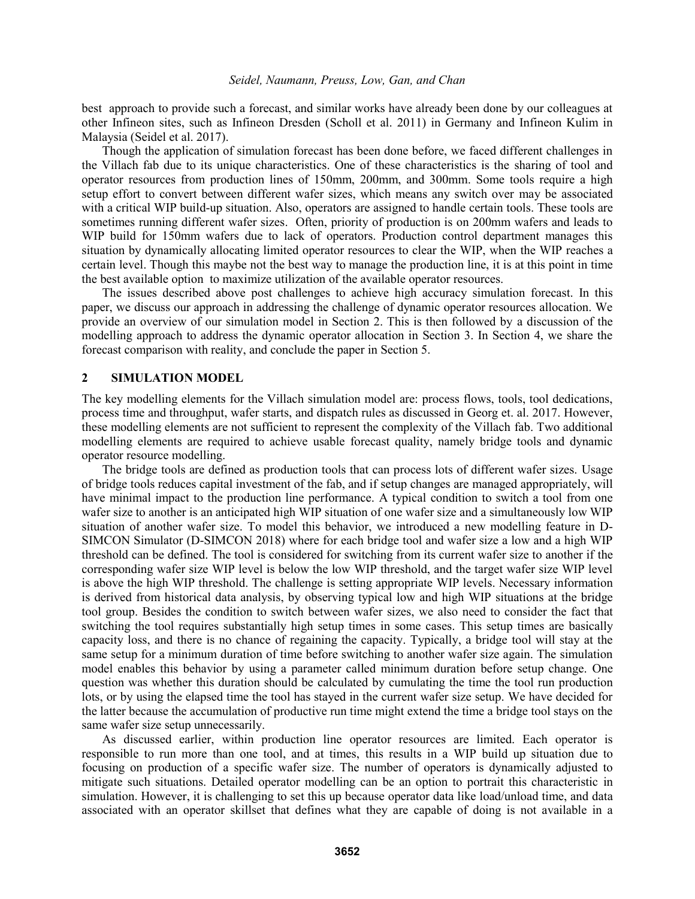best approach to provide such a forecast, and similar works have already been done by our colleagues at other Infineon sites, such as Infineon Dresden (Scholl et al. 2011) in Germany and Infineon Kulim in Malaysia (Seidel et al. 2017).

Though the application of simulation forecast has been done before, we faced different challenges in the Villach fab due to its unique characteristics. One of these characteristics is the sharing of tool and operator resources from production lines of 150mm, 200mm, and 300mm. Some tools require a high setup effort to convert between different wafer sizes, which means any switch over may be associated with a critical WIP build-up situation. Also, operators are assigned to handle certain tools. These tools are sometimes running different wafer sizes. Often, priority of production is on 200mm wafers and leads to WIP build for 150mm wafers due to lack of operators. Production control department manages this situation by dynamically allocating limited operator resources to clear the WIP, when the WIP reaches a certain level. Though this maybe not the best way to manage the production line, it is at this point in time the best available option to maximize utilization of the available operator resources.

The issues described above post challenges to achieve high accuracy simulation forecast. In this paper, we discuss our approach in addressing the challenge of dynamic operator resources allocation. We provide an overview of our simulation model in Section 2. This is then followed by a discussion of the modelling approach to address the dynamic operator allocation in Section 3. In Section 4, we share the forecast comparison with reality, and conclude the paper in Section 5.

## 2 SIMULATION MODEL

The key modelling elements for the Villach simulation model are: process flows, tools, tool dedications, process time and throughput, wafer starts, and dispatch rules as discussed in Georg et. al. 2017. However, these modelling elements are not sufficient to represent the complexity of the Villach fab. Two additional modelling elements are required to achieve usable forecast quality, namely bridge tools and dynamic operator resource modelling.

The bridge tools are defined as production tools that can process lots of different wafer sizes. Usage of bridge tools reduces capital investment of the fab, and if setup changes are managed appropriately, will have minimal impact to the production line performance. A typical condition to switch a tool from one wafer size to another is an anticipated high WIP situation of one wafer size and a simultaneously low WIP situation of another wafer size. To model this behavior, we introduced a new modelling feature in D-SIMCON Simulator (D-SIMCON 2018) where for each bridge tool and wafer size a low and a high WIP threshold can be defined. The tool is considered for switching from its current wafer size to another if the corresponding wafer size WIP level is below the low WIP threshold, and the target wafer size WIP level is above the high WIP threshold. The challenge is setting appropriate WIP levels. Necessary information is derived from historical data analysis, by observing typical low and high WIP situations at the bridge tool group. Besides the condition to switch between wafer sizes, we also need to consider the fact that switching the tool requires substantially high setup times in some cases. This setup times are basically capacity loss, and there is no chance of regaining the capacity. Typically, a bridge tool will stay at the same setup for a minimum duration of time before switching to another wafer size again. The simulation model enables this behavior by using a parameter called minimum duration before setup change. One question was whether this duration should be calculated by cumulating the time the tool run production lots, or by using the elapsed time the tool has stayed in the current wafer size setup. We have decided for the latter because the accumulation of productive run time might extend the time a bridge tool stays on the same wafer size setup unnecessarily.

As discussed earlier, within production line operator resources are limited. Each operator is responsible to run more than one tool, and at times, this results in a WIP build up situation due to focusing on production of a specific wafer size. The number of operators is dynamically adjusted to mitigate such situations. Detailed operator modelling can be an option to portrait this characteristic in simulation. However, it is challenging to set this up because operator data like load/unload time, and data associated with an operator skillset that defines what they are capable of doing is not available in a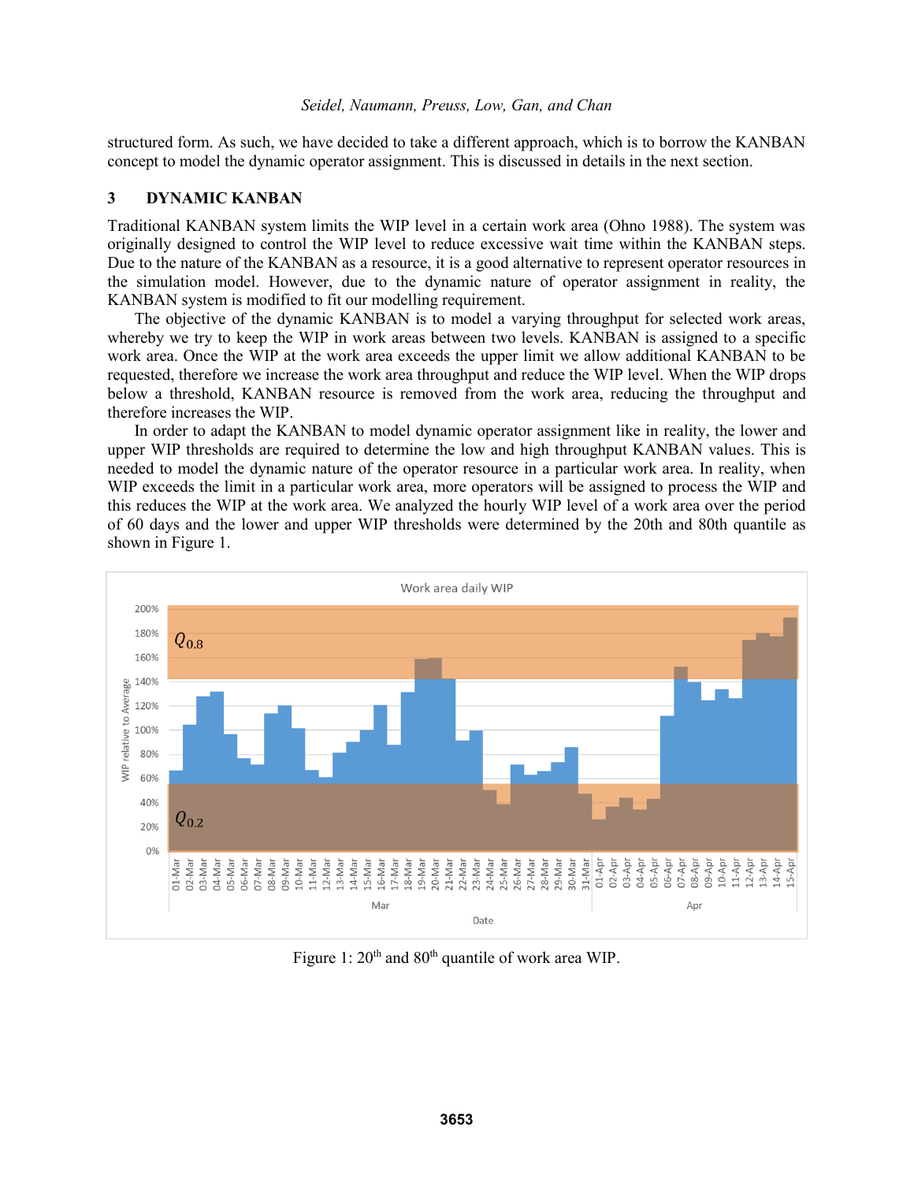structured form. As such, we have decided to take a different approach, which is to borrow the KANBAN concept to model the dynamic operator assignment. This is discussed in details in the next section.

## 3 DYNAMIC KANBAN

Traditional KANBAN system limits the WIP level in a certain work area (Ohno 1988). The system was originally designed to control the WIP level to reduce excessive wait time within the KANBAN steps. Due to the nature of the KANBAN as a resource, it is a good alternative to represent operator resources in the simulation model. However, due to the dynamic nature of operator assignment in reality, the KANBAN system is modified to fit our modelling requirement.

The objective of the dynamic KANBAN is to model a varying throughput for selected work areas, whereby we try to keep the WIP in work areas between two levels. KANBAN is assigned to a specific work area. Once the WIP at the work area exceeds the upper limit we allow additional KANBAN to be requested, therefore we increase the work area throughput and reduce the WIP level. When the WIP drops below a threshold, KANBAN resource is removed from the work area, reducing the throughput and therefore increases the WIP.

In order to adapt the KANBAN to model dynamic operator assignment like in reality, the lower and upper WIP thresholds are required to determine the low and high throughput KANBAN values. This is needed to model the dynamic nature of the operator resource in a particular work area. In reality, when WIP exceeds the limit in a particular work area, more operators will be assigned to process the WIP and this reduces the WIP at the work area. We analyzed the hourly WIP level of a work area over the period of 60 days and the lower and upper WIP thresholds were determined by the 20th and 80th quantile as shown in Figure 1.

Figure 1: 20th and 80th quantile of work area WIP.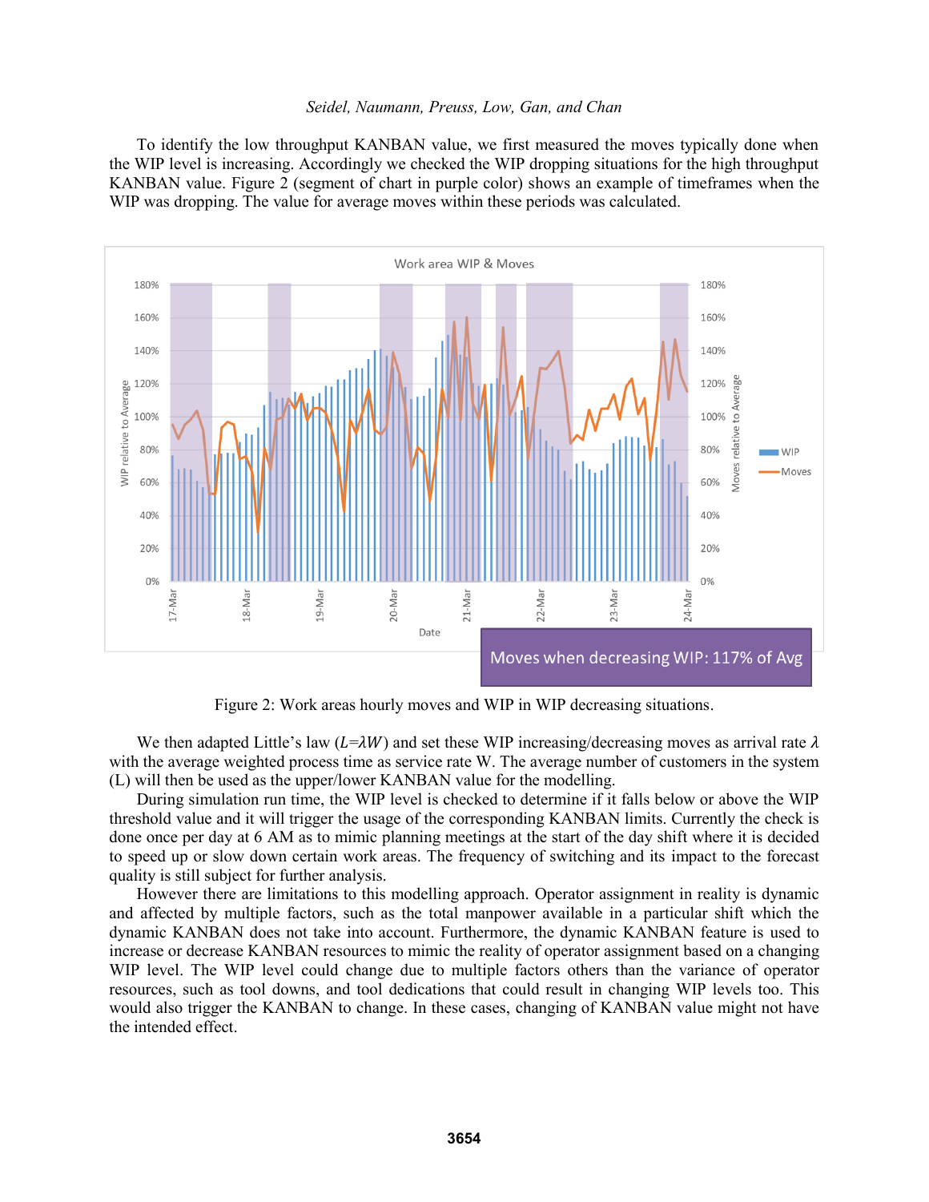To identify the low throughput KANBAN value, we first measured the moves typically done when the WIP level is increasing. Accordingly we checked the WIP dropping situations for the high throughput KANBAN value. Figure 2 (segment of chart in purple color) shows an example of timeframes when the WIP was dropping. The value for average moves within these periods was calculated.

Figure 2: Work areas hourly moves and WIP in WIP decreasing situations.

We then adapted Little's law ($L = \lambda W$) and set these WIP increasing/decreasing moves as arrival rate $\lambda$ with the average weighted process time as service rate W. The average number of customers in the system (L) will then be used as the upper/lower KANBAN value for the modelling.

During simulation run time, the WIP level is checked to determine if it falls below or above the WIP threshold value and it will trigger the usage of the corresponding KANBAN limits. Currently the check is done once per day at 6 AM as to mimic planning meetings at the start of the day shift where it is decided to speed up or slow down certain work areas. The frequency of switching and its impact to the forecast quality is still subject for further analysis.

However there are limitations to this modelling approach. Operator assignment in reality is dynamic and affected by multiple factors, such as the total manpower available in a particular shift which the dynamic KANBAN does not take into account. Furthermore, the dynamic KANBAN feature is used to increase or decrease KANBAN resources to mimic the reality of operator assignment based on a changing WIP level. The WIP level could change due to multiple factors others than the variance of operator resources, such as tool downs, and tool dedications that could result in changing WIP levels too. This would also trigger the KANBAN to change. In these cases, changing of KANBAN value might not have the intended effect.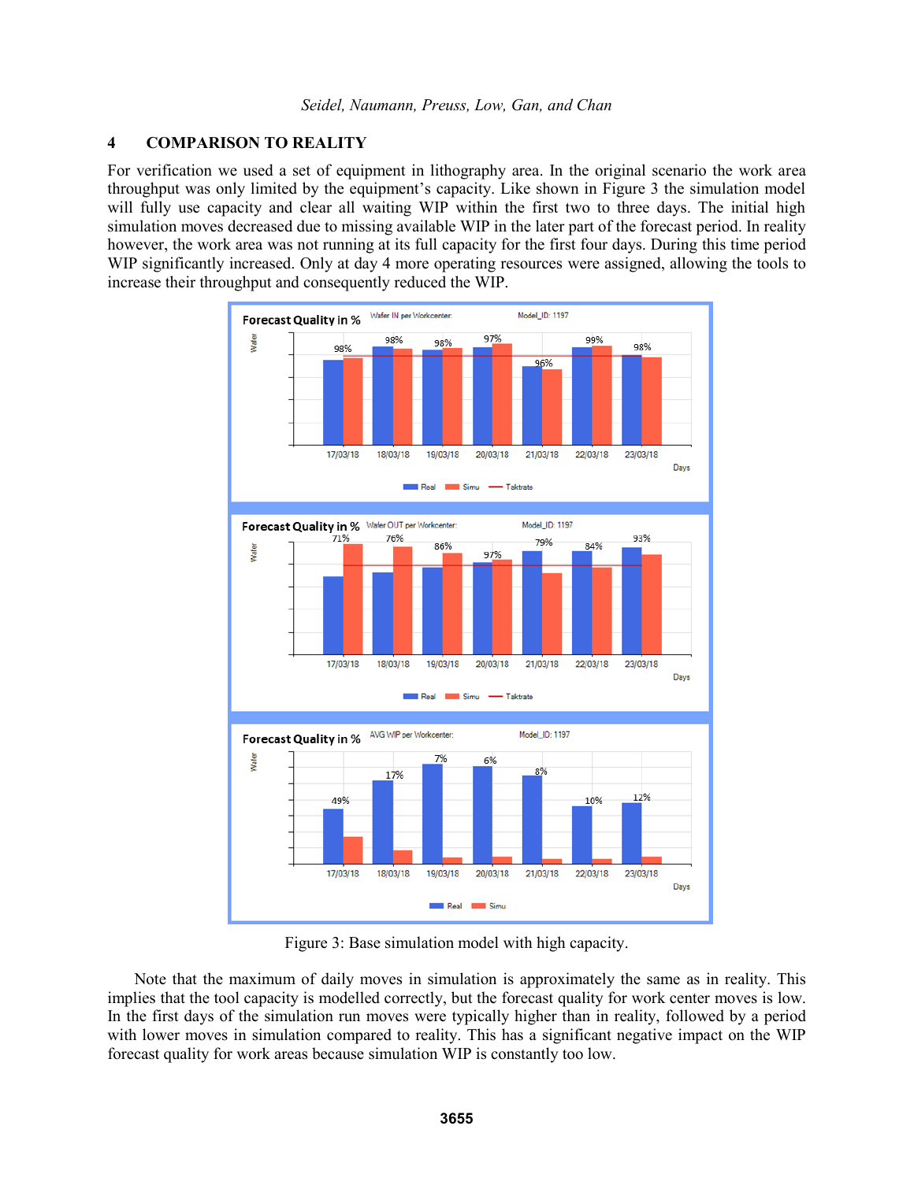## 4 COMPARISON TO REALITY

For verification we used a set of equipment in lithography area. In the original scenario the work area throughput was only limited by the equipment's capacity. Like shown in Figure 3 the simulation model will fully use capacity and clear all waiting WIP within the first two to three days. The initial high simulation moves decreased due to missing available WIP in the later part of the forecast period. In reality however, the work area was not running at its full capacity for the first four days. During this time period WIP significantly increased. Only at day 4 more operating resources were assigned, allowing the tools to increase their throughput and consequently reduced the WIP.

Figure 3: Base simulation model with high capacity.

Note that the maximum of daily moves in simulation is approximately the same as in reality. This implies that the tool capacity is modelled correctly, but the forecast quality for work center moves is low. In the first days of the simulation run moves were typically higher than in reality, followed by a period with lower moves in simulation compared to reality. This has a significant negative impact on the WIP forecast quality for work areas because simulation WIP is constantly too low.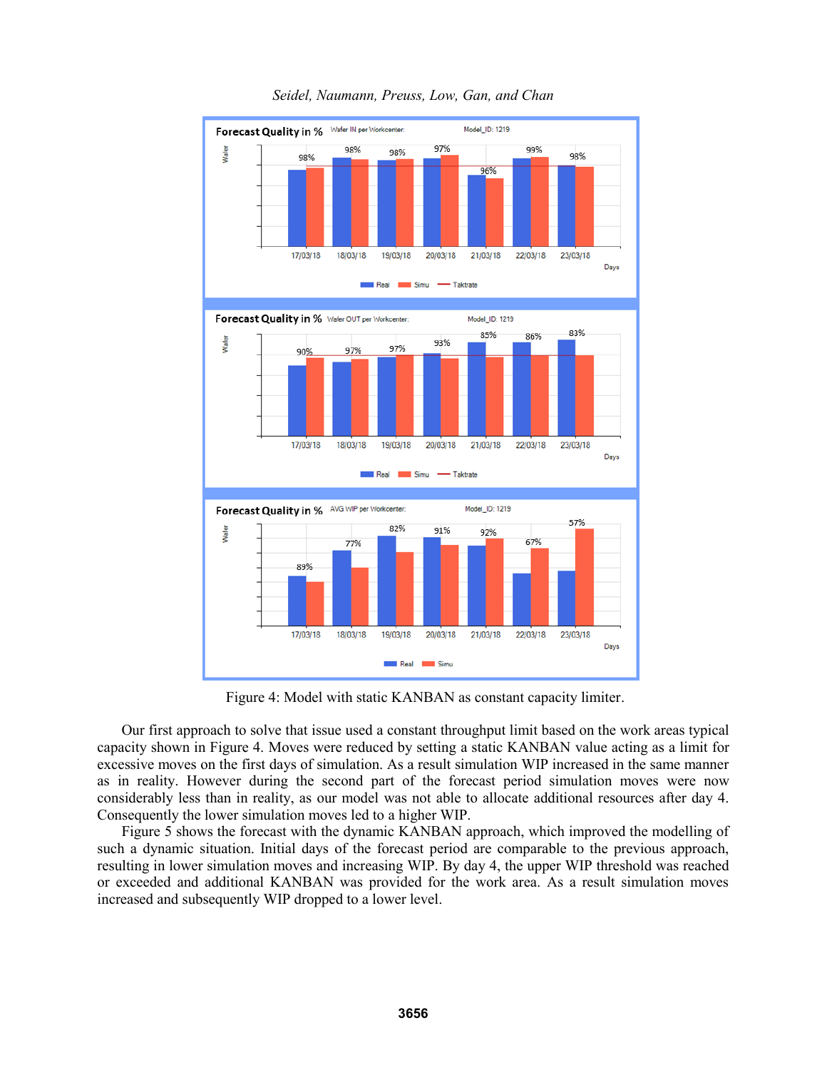Figure 4: Model with static KANBAN as constant capacity limiter.

Our first approach to solve that issue used a constant throughput limit based on the work areas typical capacity shown in Figure 4. Moves were reduced by setting a static KANBAN value acting as a limit for excessive moves on the first days of simulation. As a result simulation WIP increased in the same manner as in reality. However during the second part of the forecast period simulation moves were now considerably less than in reality, as our model was not able to allocate additional resources after day 4. Consequently the lower simulation moves led to a higher WIP.

Figure 5 shows the forecast with the dynamic KANBAN approach, which improved the modelling of such a dynamic situation. Initial days of the forecast period are comparable to the previous approach, resulting in lower simulation moves and increasing WIP. By day 4, the upper WIP threshold was reached or exceeded and additional KANBAN was provided for the work area. As a result simulation moves increased and subsequently WIP dropped to a lower level.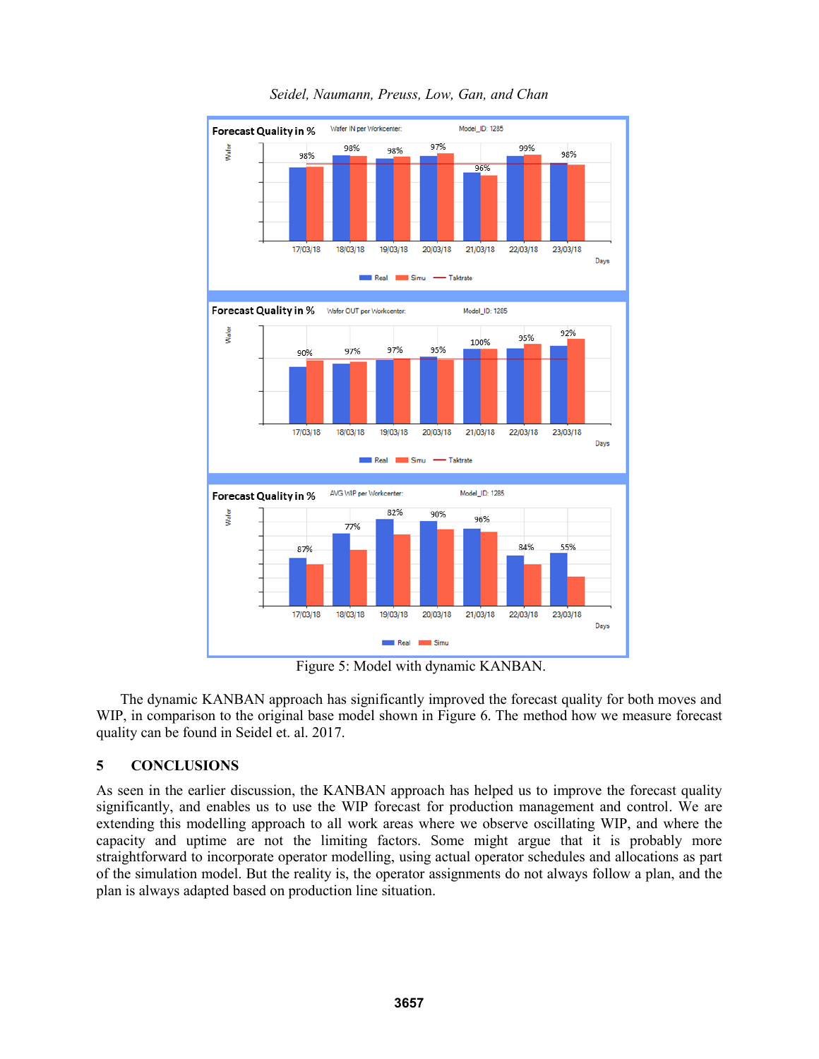Figure 5: Model with dynamic KANBAN.

The dynamic KANBAN approach has significantly improved the forecast quality for both moves and WIP, in comparison to the original base model shown in Figure 6. The method how we measure forecast quality can be found in Seidel et. al. 2017.

## 5 CONCLUSIONS

As seen in the earlier discussion, the KANBAN approach has helped us to improve the forecast quality significantly, and enables us to use the WIP forecast for production management and control. We are extending this modelling approach to all work areas where we observe oscillating WIP, and where the capacity and uptime are not the limiting factors. Some might argue that it is probably more straightforward to incorporate operator modelling, using actual operator schedules and allocations as part of the simulation model. But the reality is, the operator assignments do not always follow a plan, and the plan is always adapted based on production line situation.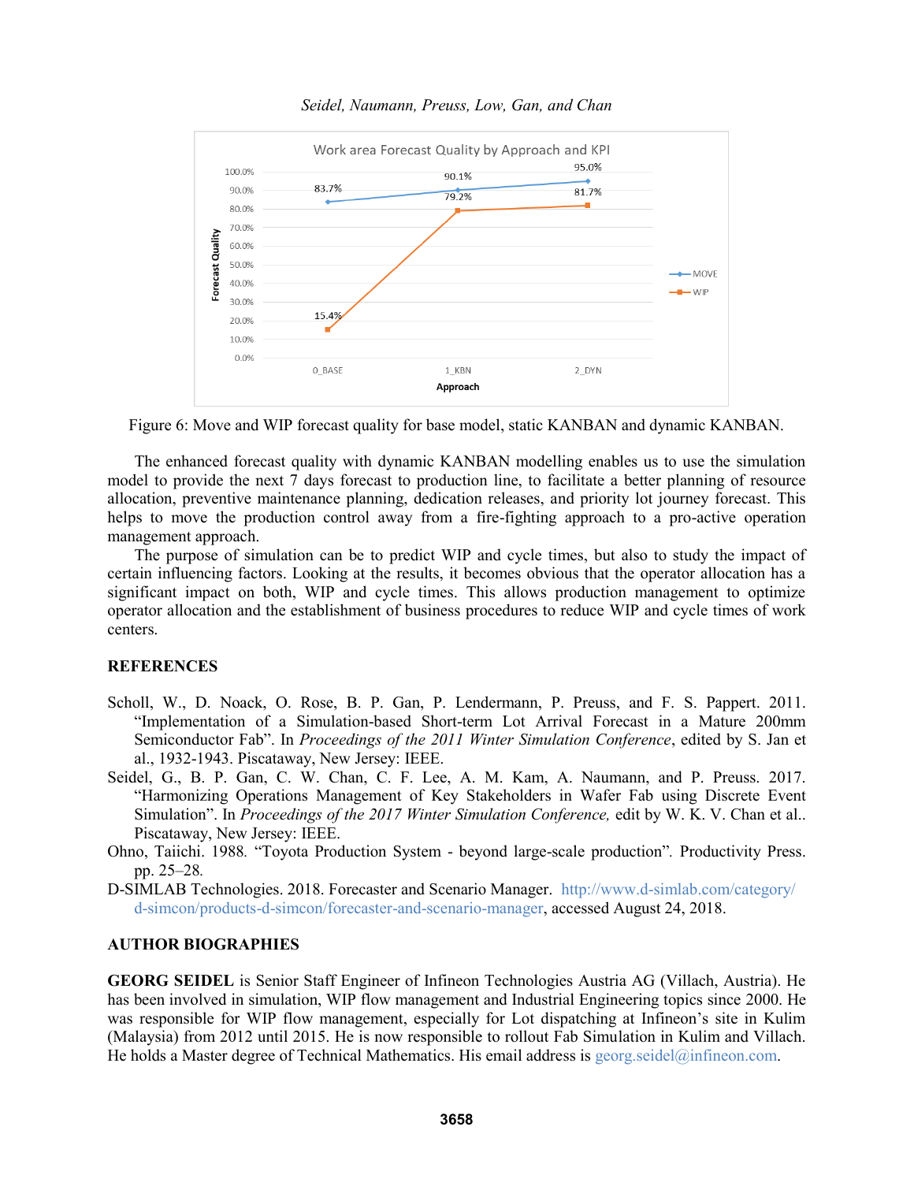Figure 6: Move and WIP forecast quality for base model, static KANBAN and dynamic KANBAN.

The enhanced forecast quality with dynamic KANBAN modelling enables us to use the simulation model to provide the next 7 days forecast to production line, to facilitate a better planning of resource allocation, preventive maintenance planning, dedication releases, and priority lot journey forecast. This helps to move the production control away from a fire-fighting approach to a pro-active operation management approach.

The purpose of simulation can be to predict WIP and cycle times, but also to study the impact of certain influencing factors. Looking at the results, it becomes obvious that the operator allocation has a significant impact on both, WIP and cycle times. This allows production management to optimize operator allocation and the establishment of business procedures to reduce WIP and cycle times of work centers.

## REFERENCES

Scholl, W., D. Noack, O. Rose, B. P. Gan, P. Lendermann, P. Preuss, and F. S. Pappert. 2011. "Implementation of a Simulation-based Short-term Lot Arrival Forecast in a Mature 200mm Semiconductor Fab". In *Proceedings of the 2011 Winter Simulation Conference*, edited by S. Jan et al., 1932-1943. Piscataway, New Jersey: IEEE.

Seidel, G., B. P. Gan, C. W. Chan, C. F. Lee, A. M. Kam, A. Naumann, and P. Preuss. 2017. "Harmonizing Operations Management of Key Stakeholders in Wafer Fab using Discrete Event Simulation". In *Proceedings of the 2017 Winter Simulation Conference,* edit by W. K. V. Chan et al.. Piscataway, New Jersey: IEEE.

Ohno, Taiichi. 1988. "Toyota Production System - beyond large-scale production". Productivity Press. pp. 25–28.

D-SIMLAB Technologies. 2018. Forecaster and Scenario Manager. http://www.d-simlab.com/category/d-simcon/products-d-simcon/forecaster-and-scenario-manager, accessed August 24, 2018.

## AUTHOR BIOGRAPHIES

**GEORG SEIDEL** is Senior Staff Engineer of Infineon Technologies Austria AG (Villach, Austria). He has been involved in simulation, WIP flow management and Industrial Engineering topics since 2000. He was responsible for WIP flow management, especially for Lot dispatching at Infineon's site in Kulim (Malaysia) from 2012 until 2015. He is now responsible to rollout Fab Simulation in Kulim and Villach. He holds a Master degree of Technical Mathematics. His email address is georg.seidel@infineon.com.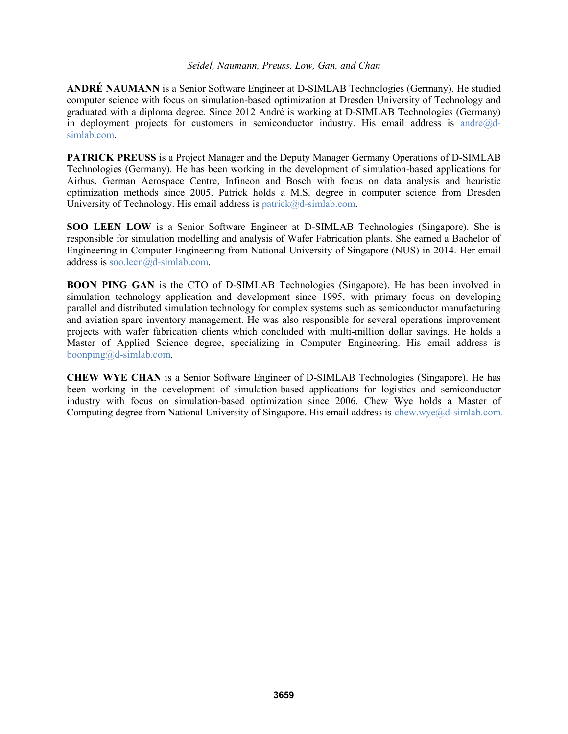**ANDRÉ NAUMANN** is a Senior Software Engineer at D-SIMLAB Technologies (Germany). He studied computer science with focus on simulation-based optimization at Dresden University of Technology and graduated with a diploma degree. Since 2012 André is working at D-SIMLAB Technologies (Germany) in deployment projects for customers in semiconductor industry. His email address is andre@d-simlab.com.

**PATRICK PREUSS** is a Project Manager and the Deputy Manager Germany Operations of D-SIMLAB Technologies (Germany). He has been working in the development of simulation-based applications for Airbus, German Aerospace Centre, Infineon and Bosch with focus on data analysis and heuristic optimization methods since 2005. Patrick holds a M.S. degree in computer science from Dresden University of Technology. His email address is patrick@d-simlab.com.

**SOO LEEN LOW** is a Senior Software Engineer at D-SIMLAB Technologies (Singapore). She is responsible for simulation modelling and analysis of Wafer Fabrication plants. She earned a Bachelor of Engineering in Computer Engineering from National University of Singapore (NUS) in 2014. Her email address is soo.leen@d-simlab.com.

**BOON PING GAN** is the CTO of D-SIMLAB Technologies (Singapore). He has been involved in simulation technology application and development since 1995, with primary focus on developing parallel and distributed simulation technology for complex systems such as semiconductor manufacturing and aviation spare inventory management. He was also responsible for several operations improvement projects with wafer fabrication clients which concluded with multi-million dollar savings. He holds a Master of Applied Science degree, specializing in Computer Engineering. His email address is boonping@d-simlab.com.

**CHEW WYE CHAN** is a Senior Software Engineer of D-SIMLAB Technologies (Singapore). He has been working in the development of simulation-based applications for logistics and semiconductor industry with focus on simulation-based optimization since 2006. Chew Wye holds a Master of Computing degree from National University of Singapore. His email address is chew.wye@d-simlab.com.